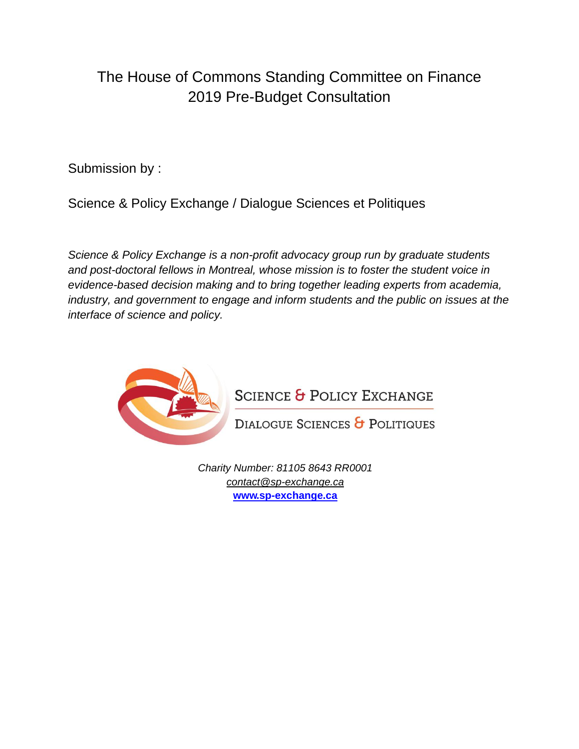# The House of Commons Standing Committee on Finance 2019 Pre-Budget Consultation

Submission by :

Science & Policy Exchange / Dialogue Sciences et Politiques

*Science & Policy Exchange is a non-profit advocacy group run by graduate students and post-doctoral fellows in Montreal, whose mission is to foster the student voice in evidence-based decision making and to bring together leading experts from academia, industry, and government to engage and inform students and the public on issues at the interface of science and policy.*

SCIENCE & POLICY EXCHANGE

DIALOGUE SCIENCES & POLITIQUES

*Charity Number: 81105 8643 RR0001*
*contact@sp-exchange.ca*
**www.sp-exchange.ca**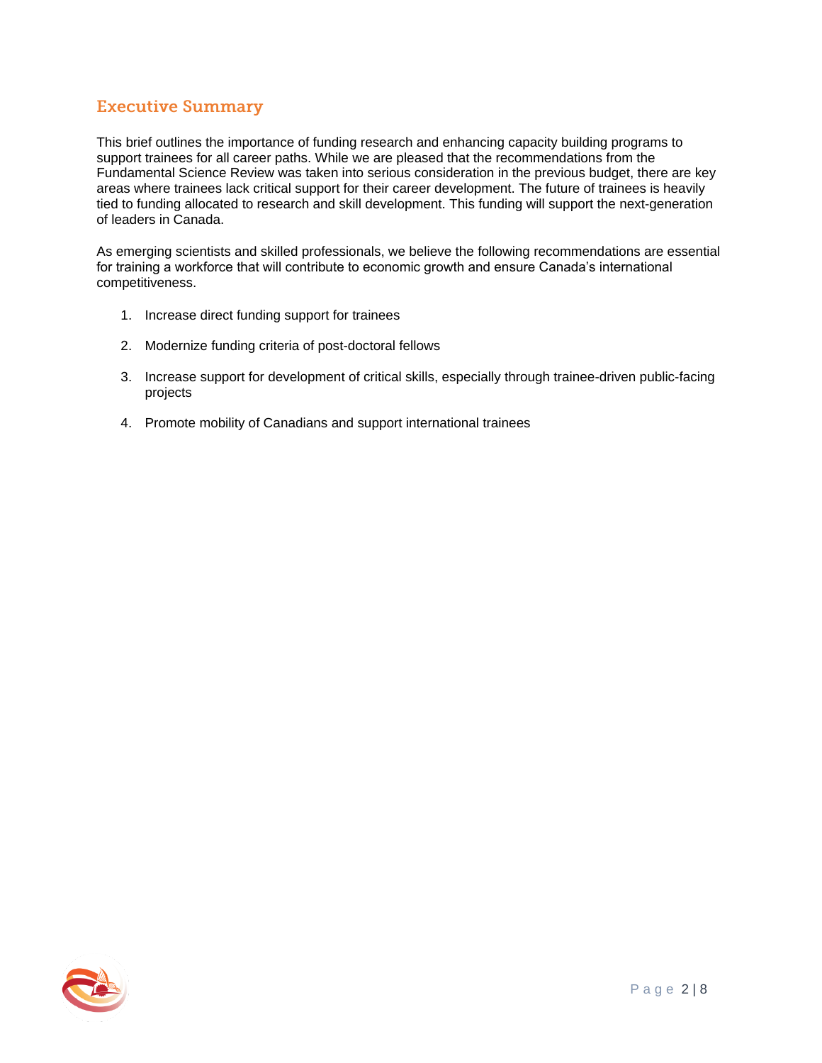## Executive Summary

This brief outlines the importance of funding research and enhancing capacity building programs to support trainees for all career paths. While we are pleased that the recommendations from the Fundamental Science Review was taken into serious consideration in the previous budget, there are key areas where trainees lack critical support for their career development. The future of trainees is heavily tied to funding allocated to research and skill development. This funding will support the next-generation of leaders in Canada.

As emerging scientists and skilled professionals, we believe the following recommendations are essential for training a workforce that will contribute to economic growth and ensure Canada's international competitiveness.

1. Increase direct funding support for trainees
2. Modernize funding criteria of post-doctoral fellows
3. Increase support for development of critical skills, especially through trainee-driven public-facing projects
4. Promote mobility of Canadians and support international trainees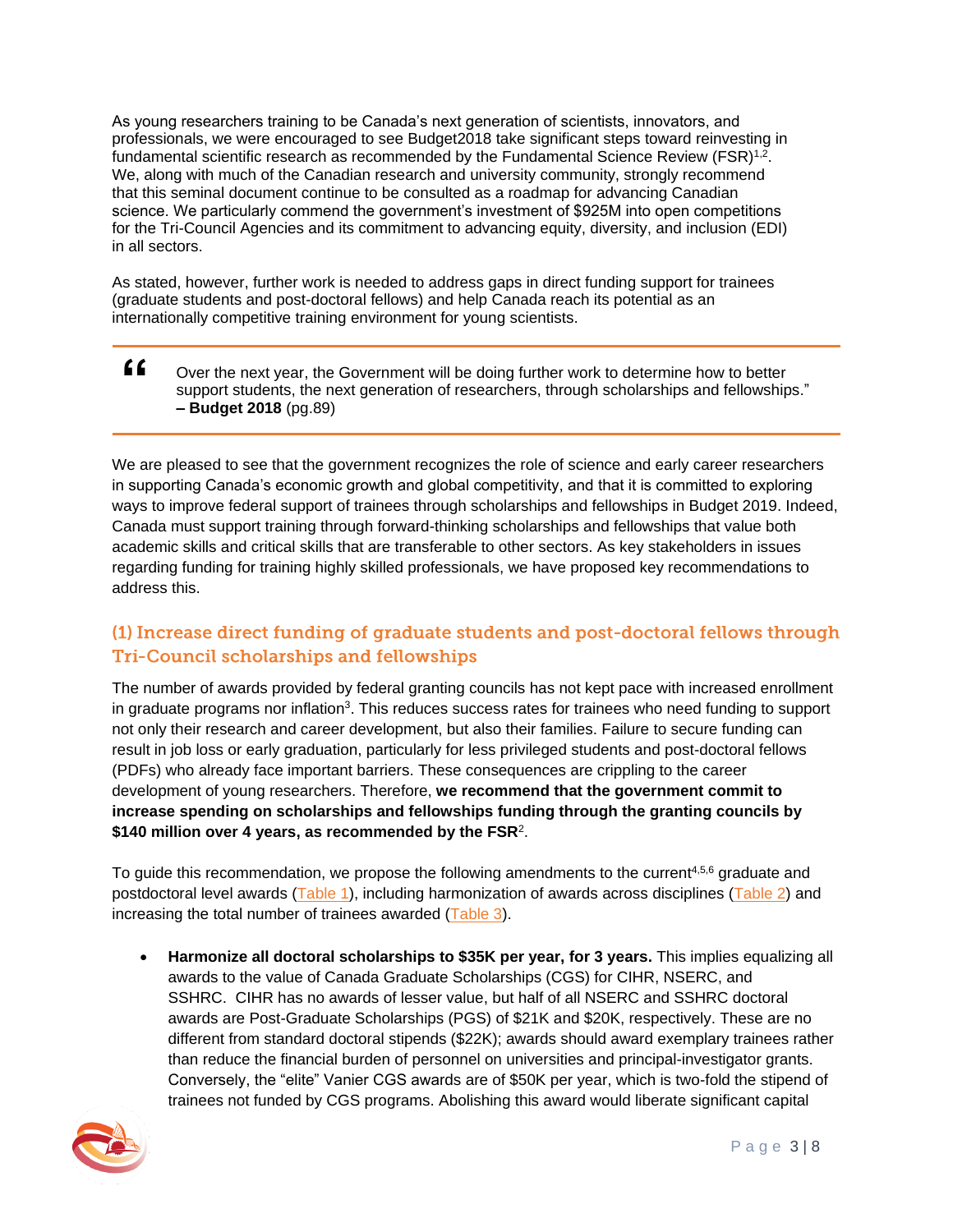As young researchers training to be Canada's next generation of scientists, innovators, and professionals, we were encouraged to see Budget2018 take significant steps toward reinvesting in fundamental scientific research as recommended by the Fundamental Science Review (FSR)[1,2]. We, along with much of the Canadian research and university community, strongly recommend that this seminal document continue to be consulted as a roadmap for advancing Canadian science. We particularly commend the government's investment of $925M into open competitions for the Tri-Council Agencies and its commitment to advancing equity, diversity, and inclusion (EDI) in all sectors.

As stated, however, further work is needed to address gaps in direct funding support for trainees (graduate students and post-doctoral fellows) and help Canada reach its potential as an internationally competitive training environment for young scientists.

> "Over the next year, the Government will be doing further work to determine how to better support students, the next generation of researchers, through scholarships and fellowships."
> **– Budget 2018** (pg.89)

We are pleased to see that the government recognizes the role of science and early career researchers in supporting Canada's economic growth and global competitivity, and that it is committed to exploring ways to improve federal support of trainees through scholarships and fellowships in Budget 2019. Indeed, Canada must support training through forward-thinking scholarships and fellowships that value both academic skills and critical skills that are transferable to other sectors. As key stakeholders in issues regarding funding for training highly skilled professionals, we have proposed key recommendations to address this.

## (1) Increase direct funding of graduate students and post-doctoral fellows through Tri-Council scholarships and fellowships

The number of awards provided by federal granting councils has not kept pace with increased enrollment in graduate programs nor inflation[3]. This reduces success rates for trainees who need funding to support not only their research and career development, but also their families. Failure to secure funding can result in job loss or early graduation, particularly for less privileged students and post-doctoral fellows (PDFs) who already face important barriers. These consequences are crippling to the career development of young researchers. Therefore, **we recommend that the government commit to increase spending on scholarships and fellowships funding through the granting councils by $140 million over 4 years, as recommended by the FSR**[2].

To guide this recommendation, we propose the following amendments to the current[4,5,6] graduate and postdoctoral level awards (Table 1), including harmonization of awards across disciplines (Table 2) and increasing the total number of trainees awarded (Table 3).

- **Harmonize all doctoral scholarships to $35K per year, for 3 years.** This implies equalizing all awards to the value of Canada Graduate Scholarships (CGS) for CIHR, NSERC, and SSHRC. CIHR has no awards of lesser value, but half of all NSERC and SSHRC doctoral awards are Post-Graduate Scholarships (PGS) of $21K and $20K, respectively. These are no different from standard doctoral stipends ($22K); awards should award exemplary trainees rather than reduce the financial burden of personnel on universities and principal-investigator grants. Conversely, the "elite" Vanier CGS awards are of $50K per year, which is two-fold the stipend of trainees not funded by CGS programs. Abolishing this award would liberate significant capital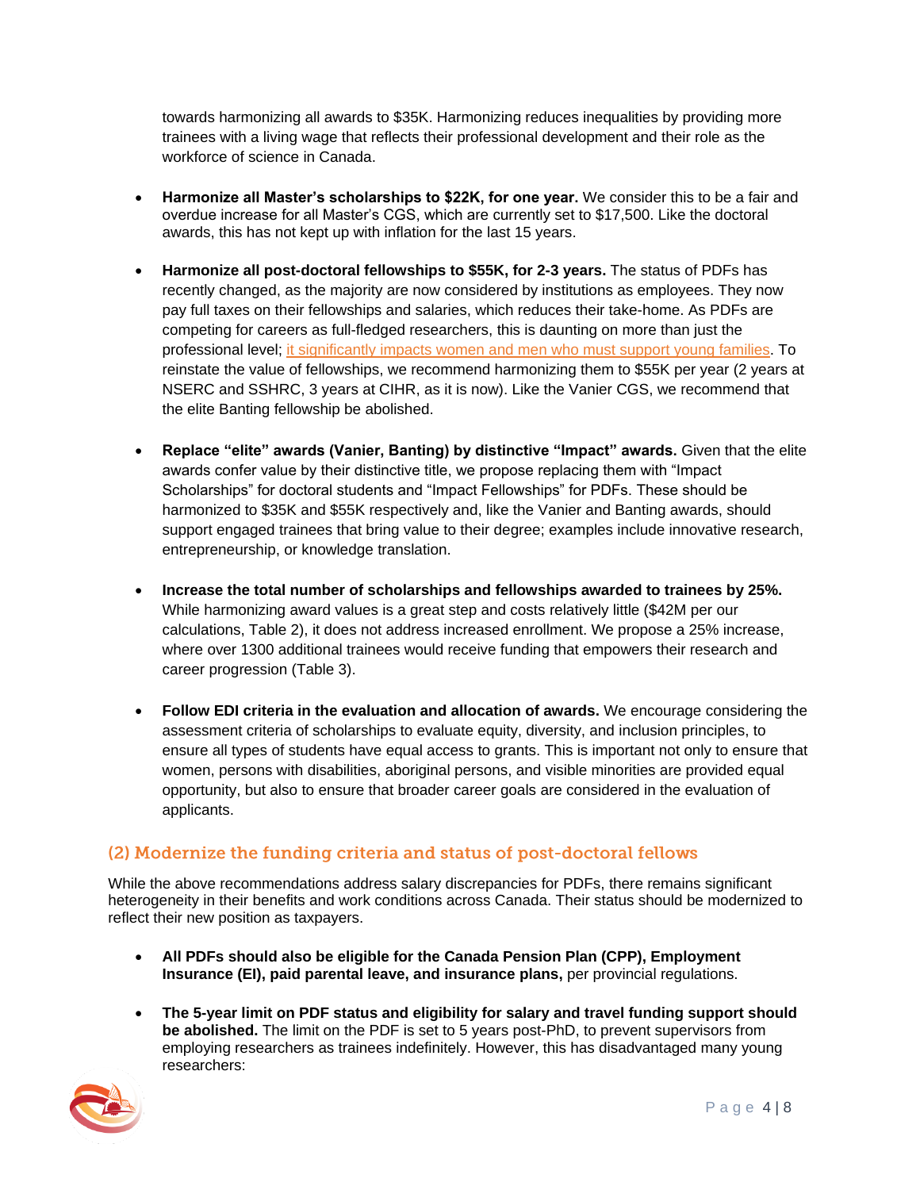towards harmonizing all awards to $35K. Harmonizing reduces inequalities by providing more trainees with a living wage that reflects their professional development and their role as the workforce of science in Canada.

- **Harmonize all Master's scholarships to $22K, for one year.** We consider this to be a fair and overdue increase for all Master's CGS, which are currently set to $17,500. Like the doctoral awards, this has not kept up with inflation for the last 15 years.

- **Harmonize all post-doctoral fellowships to $55K, for 2-3 years.** The status of PDFs has recently changed, as the majority are now considered by institutions as employees. They now pay full taxes on their fellowships and salaries, which reduces their take-home. As PDFs are competing for careers as full-fledged researchers, this is daunting on more than just the professional level; it significantly impacts women and men who must support young families. To reinstate the value of fellowships, we recommend harmonizing them to $55K per year (2 years at NSERC and SSHRC, 3 years at CIHR, as it is now). Like the Vanier CGS, we recommend that the elite Banting fellowship be abolished.

- **Replace "elite" awards (Vanier, Banting) by distinctive "Impact" awards.** Given that the elite awards confer value by their distinctive title, we propose replacing them with "Impact Scholarships" for doctoral students and "Impact Fellowships" for PDFs. These should be harmonized to $35K and $55K respectively and, like the Vanier and Banting awards, should support engaged trainees that bring value to their degree; examples include innovative research, entrepreneurship, or knowledge translation.

- **Increase the total number of scholarships and fellowships awarded to trainees by 25%.** While harmonizing award values is a great step and costs relatively little ($42M per our calculations, Table 2), it does not address increased enrollment. We propose a 25% increase, where over 1300 additional trainees would receive funding that empowers their research and career progression (Table 3).

- **Follow EDI criteria in the evaluation and allocation of awards.** We encourage considering the assessment criteria of scholarships to evaluate equity, diversity, and inclusion principles, to ensure all types of students have equal access to grants. This is important not only to ensure that women, persons with disabilities, aboriginal persons, and visible minorities are provided equal opportunity, but also to ensure that broader career goals are considered in the evaluation of applicants.

## (2) Modernize the funding criteria and status of post-doctoral fellows

While the above recommendations address salary discrepancies for PDFs, there remains significant heterogeneity in their benefits and work conditions across Canada. Their status should be modernized to reflect their new position as taxpayers.

- **All PDFs should also be eligible for the Canada Pension Plan (CPP), Employment Insurance (EI), paid parental leave, and insurance plans,** per provincial regulations.

- **The 5-year limit on PDF status and eligibility for salary and travel funding support should be abolished.** The limit on the PDF is set to 5 years post-PhD, to prevent supervisors from employing researchers as trainees indefinitely. However, this has disadvantaged many young researchers: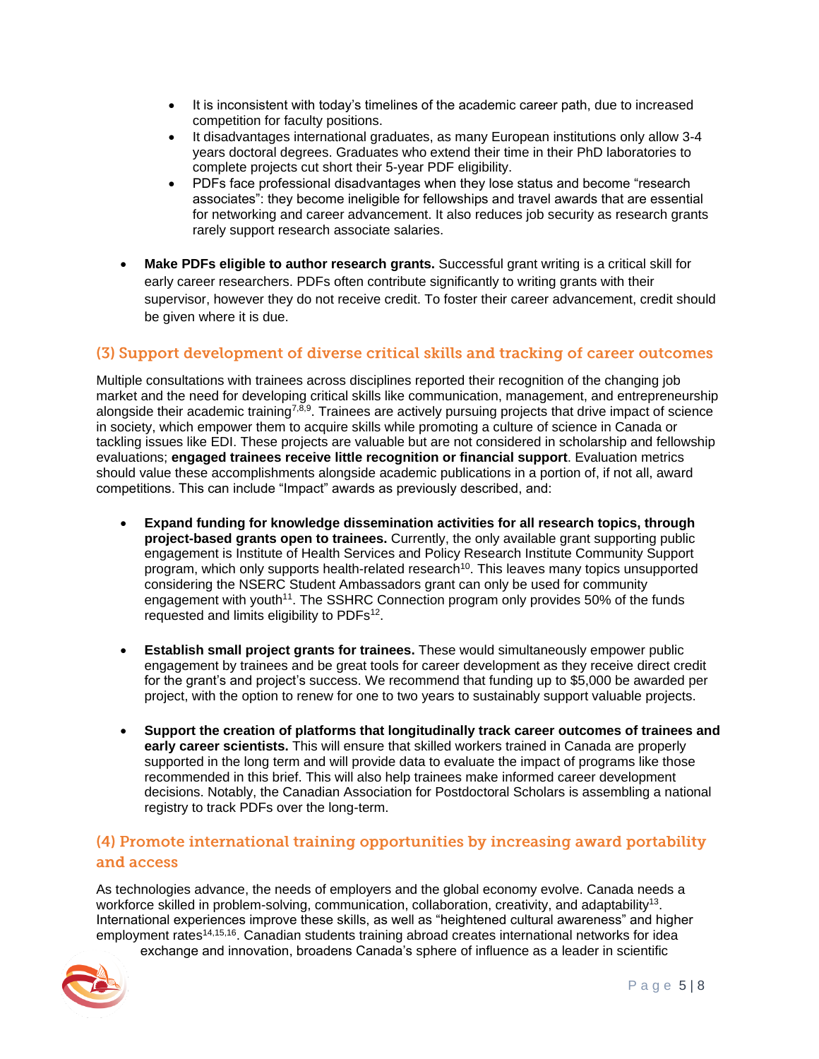- It is inconsistent with today's timelines of the academic career path, due to increased competition for faculty positions.
- It disadvantages international graduates, as many European institutions only allow 3-4 years doctoral degrees. Graduates who extend their time in their PhD laboratories to complete projects cut short their 5-year PDF eligibility.
- PDFs face professional disadvantages when they lose status and become "research associates": they become ineligible for fellowships and travel awards that are essential for networking and career advancement. It also reduces job security as research grants rarely support research associate salaries.

- **Make PDFs eligible to author research grants.** Successful grant writing is a critical skill for early career researchers. PDFs often contribute significantly to writing grants with their supervisor, however they do not receive credit. To foster their career advancement, credit should be given where it is due.

## (3) Support development of diverse critical skills and tracking of career outcomes

Multiple consultations with trainees across disciplines reported their recognition of the changing job market and the need for developing critical skills like communication, management, and entrepreneurship alongside their academic training[7,8,9]. Trainees are actively pursuing projects that drive impact of science in society, which empower them to acquire skills while promoting a culture of science in Canada or tackling issues like EDI. These projects are valuable but are not considered in scholarship and fellowship evaluations; **engaged trainees receive little recognition or financial support**. Evaluation metrics should value these accomplishments alongside academic publications in a portion of, if not all, award competitions. This can include "Impact" awards as previously described, and:

- **Expand funding for knowledge dissemination activities for all research topics, through project-based grants open to trainees.** Currently, the only available grant supporting public engagement is Institute of Health Services and Policy Research Institute Community Support program, which only supports health-related research[10]. This leaves many topics unsupported considering the NSERC Student Ambassadors grant can only be used for community engagement with youth[11]. The SSHRC Connection program only provides 50% of the funds requested and limits eligibility to PDFs[12].

- **Establish small project grants for trainees.** These would simultaneously empower public engagement by trainees and be great tools for career development as they receive direct credit for the grant's and project's success. We recommend that funding up to $5,000 be awarded per project, with the option to renew for one to two years to sustainably support valuable projects.

- **Support the creation of platforms that longitudinally track career outcomes of trainees and early career scientists.** This will ensure that skilled workers trained in Canada are properly supported in the long term and will provide data to evaluate the impact of programs like those recommended in this brief. This will also help trainees make informed career development decisions. Notably, the Canadian Association for Postdoctoral Scholars is assembling a national registry to track PDFs over the long-term.

## (4) Promote international training opportunities by increasing award portability and access

As technologies advance, the needs of employers and the global economy evolve. Canada needs a workforce skilled in problem-solving, communication, collaboration, creativity, and adaptability[13]. International experiences improve these skills, as well as "heightened cultural awareness" and higher employment rates[14,15,16]. Canadian students training abroad creates international networks for idea exchange and innovation, broadens Canada's sphere of influence as a leader in scientific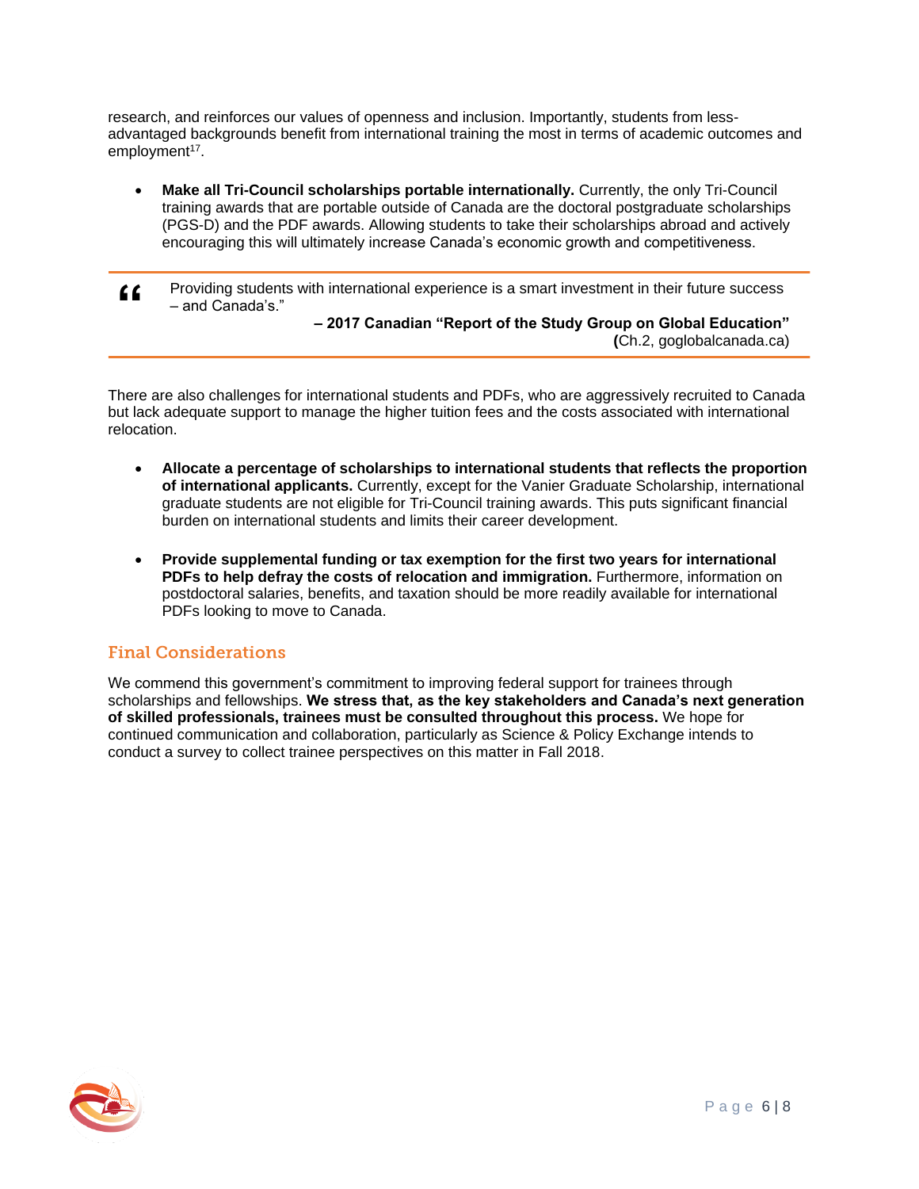research, and reinforces our values of openness and inclusion. Importantly, students from less-advantaged backgrounds benefit from international training the most in terms of academic outcomes and employment[17].

- **Make all Tri-Council scholarships portable internationally.** Currently, the only Tri-Council training awards that are portable outside of Canada are the doctoral postgraduate scholarships (PGS-D) and the PDF awards. Allowing students to take their scholarships abroad and actively encouraging this will ultimately increase Canada's economic growth and competitiveness.

> "Providing students with international experience is a smart investment in their future success – and Canada's."
>
> **– 2017 Canadian "Report of the Study Group on Global Education"**
> **(**Ch.2, goglobalcanada.ca)

There are also challenges for international students and PDFs, who are aggressively recruited to Canada but lack adequate support to manage the higher tuition fees and the costs associated with international relocation.

- **Allocate a percentage of scholarships to international students that reflects the proportion of international applicants.** Currently, except for the Vanier Graduate Scholarship, international graduate students are not eligible for Tri-Council training awards. This puts significant financial burden on international students and limits their career development.

- **Provide supplemental funding or tax exemption for the first two years for international PDFs to help defray the costs of relocation and immigration.** Furthermore, information on postdoctoral salaries, benefits, and taxation should be more readily available for international PDFs looking to move to Canada.

## Final Considerations

We commend this government's commitment to improving federal support for trainees through scholarships and fellowships. **We stress that, as the key stakeholders and Canada's next generation of skilled professionals, trainees must be consulted throughout this process.** We hope for continued communication and collaboration, particularly as Science & Policy Exchange intends to conduct a survey to collect trainee perspectives on this matter in Fall 2018.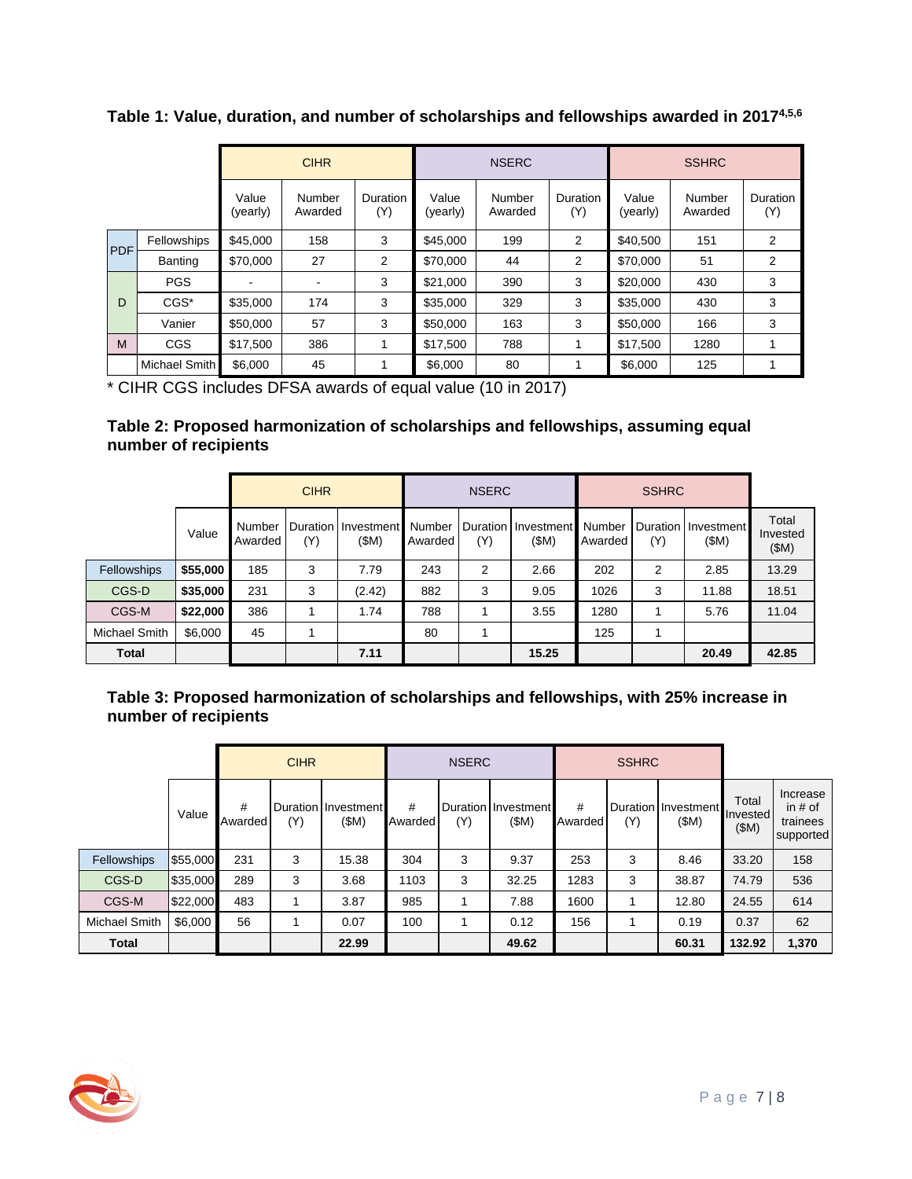### Table 1: Value, duration, and number of scholarships and fellowships awarded in 2017[4,5,6]

| | | CIHR | | | NSERC | | | SSHRC | | |
|---|---|---|---|---|---|---|---|---|---|---|
| | | Value (yearly) | Number Awarded | Duration (Y) | Value (yearly) | Number Awarded | Duration (Y) | Value (yearly) | Number Awarded | Duration (Y) |
| PDF | Fellowships | $45,000 | 158 | 3 | $45,000 | 199 | 2 | $40,500 | 151 | 2 |
| | Banting | $70,000 | 27 | 2 | $70,000 | 44 | 2 | $70,000 | 51 | 2 |
| D | PGS | - | - | 3 | $21,000 | 390 | 3 | $20,000 | 430 | 3 |
| | CGS* | $35,000 | 174 | 3 | $35,000 | 329 | 3 | $35,000 | 430 | 3 |
| | Vanier | $50,000 | 57 | 3 | $50,000 | 163 | 3 | $50,000 | 166 | 3 |
| M | CGS | $17,500 | 386 | 1 | $17,500 | 788 | 1 | $17,500 | 1280 | 1 |
| | Michael Smith | $6,000 | 45 | 1 | $6,000 | 80 | 1 | $6,000 | 125 | 1 |

* CIHR CGS includes DFSA awards of equal value (10 in 2017)

### Table 2: Proposed harmonization of scholarships and fellowships, assuming equal number of recipients

| | | CIHR | | | NSERC | | | SSHRC | | | |
|---|---|---|---|---|---|---|---|---|---|---|---|
| | Value | Number Awarded | Duration (Y) | Investment ($M) | Number Awarded | Duration (Y) | Investment ($M) | Number Awarded | Duration (Y) | Investment ($M) | Total Invested ($M) |
| Fellowships | **$55,000** | 185 | 3 | 7.79 | 243 | 2 | 2.66 | 202 | 2 | 2.85 | 13.29 |
| CGS-D | **$35,000** | 231 | 3 | (2.42) | 882 | 3 | 9.05 | 1026 | 3 | 11.88 | 18.51 |
| CGS-M | **$22,000** | 386 | 1 | 1.74 | 788 | 1 | 3.55 | 1280 | 1 | 5.76 | 11.04 |
| Michael Smith | $6,000 | 45 | 1 | | 80 | 1 | | 125 | 1 | | |
| **Total** | | | | **7.11** | | | **15.25** | | | **20.49** | **42.85** |

### Table 3: Proposed harmonization of scholarships and fellowships, with 25% increase in number of recipients

| | | CIHR | | | NSERC | | | SSHRC | | | | |
|---|---|---|---|---|---|---|---|---|---|---|---|---|
| | Value | # Awarded | Duration (Y) | Investment ($M) | # Awarded | Duration (Y) | Investment ($M) | # Awarded | Duration (Y) | Investment ($M) | Total Invested ($M) | Increase in # of trainees supported |
| Fellowships | $55,000 | 231 | 3 | 15.38 | 304 | 3 | 9.37 | 253 | 3 | 8.46 | 33.20 | 158 |
| CGS-D | $35,000 | 289 | 3 | 3.68 | 1103 | 3 | 32.25 | 1283 | 3 | 38.87 | 74.79 | 536 |
| CGS-M | $22,000 | 483 | 1 | 3.87 | 985 | 1 | 7.88 | 1600 | 1 | 12.80 | 24.55 | 614 |
| Michael Smith | $6,000 | 56 | 1 | 0.07 | 100 | 1 | 0.12 | 156 | 1 | 0.19 | 0.37 | 62 |
| **Total** | | | | **22.99** | | | **49.62** | | | **60.31** | **132.92** | **1,370** |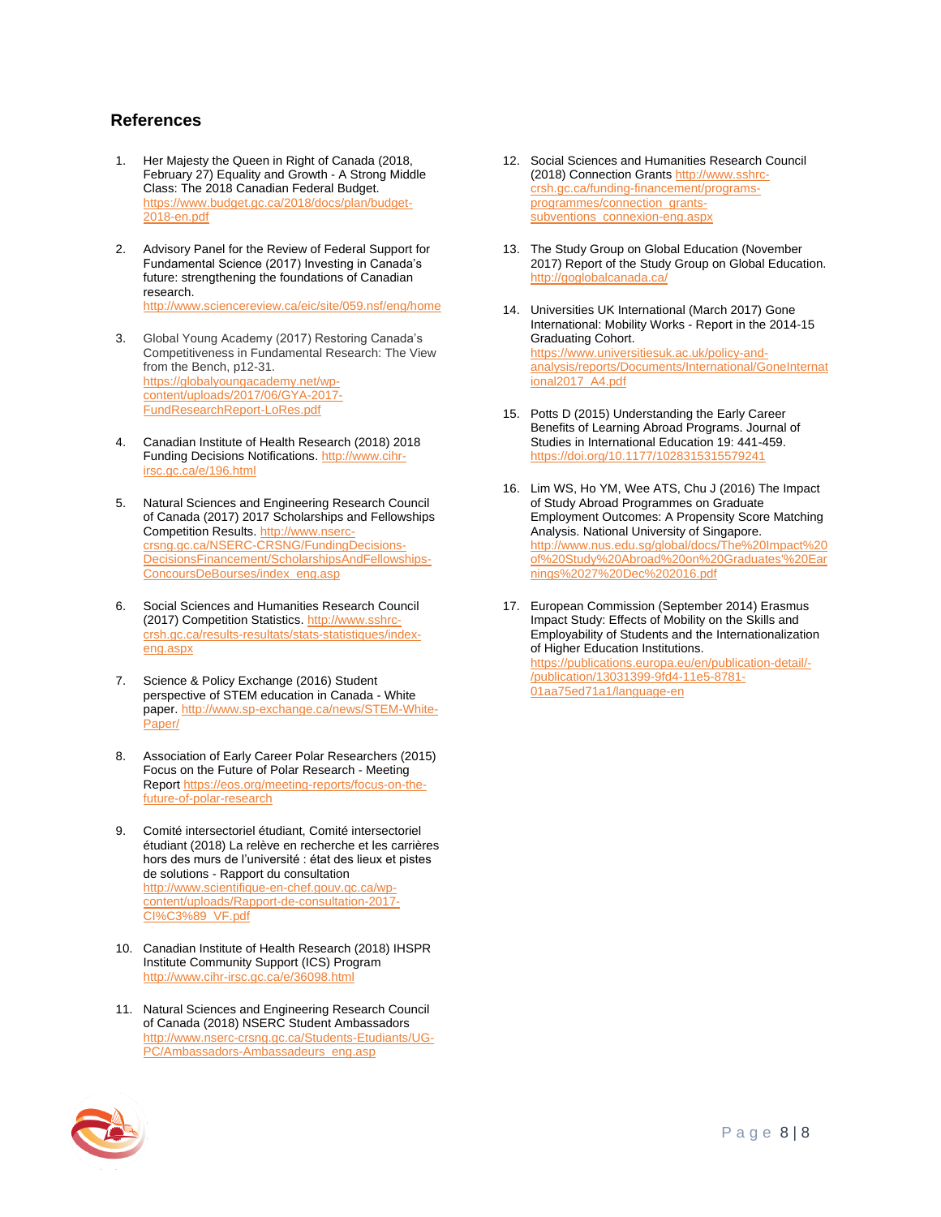## References

1. Her Majesty the Queen in Right of Canada (2018, February 27) Equality and Growth - A Strong Middle Class: The 2018 Canadian Federal Budget. https://www.budget.gc.ca/2018/docs/plan/budget-2018-en.pdf

2. Advisory Panel for the Review of Federal Support for Fundamental Science (2017) Investing in Canada's future: strengthening the foundations of Canadian research. http://www.sciencereview.ca/eic/site/059.nsf/eng/home

3. Global Young Academy (2017) Restoring Canada's Competitiveness in Fundamental Research: The View from the Bench, p12-31. https://globalyoungacademy.net/wp-content/uploads/2017/06/GYA-2017-FundResearchReport-LoRes.pdf

4. Canadian Institute of Health Research (2018) 2018 Funding Decisions Notifications. http://www.cihr-irsc.gc.ca/e/196.html

5. Natural Sciences and Engineering Research Council of Canada (2017) 2017 Scholarships and Fellowships Competition Results. http://www.nserc-crsng.gc.ca/NSERC-CRSNG/FundingDecisions-DecisionsFinancement/ScholarshipsAndFellowships-ConcoursDeBourses/index_eng.asp

6. Social Sciences and Humanities Research Council (2017) Competition Statistics. http://www.sshrc-crsh.gc.ca/results-resultats/stats-statistiques/index-eng.aspx

7. Science & Policy Exchange (2016) Student perspective of STEM education in Canada - White paper. http://www.sp-exchange.ca/news/STEM-White-Paper/

8. Association of Early Career Polar Researchers (2015) Focus on the Future of Polar Research - Meeting Report https://eos.org/meeting-reports/focus-on-the-future-of-polar-research

9. Comité intersectoriel étudiant, Comité intersectoriel étudiant (2018) La relève en recherche et les carrières hors des murs de l'université : état des lieux et pistes de solutions - Rapport du consultation http://www.scientifique-en-chef.gouv.qc.ca/wp-content/uploads/Rapport-de-consultation-2017-CI%C3%89_VF.pdf

10. Canadian Institute of Health Research (2018) IHSPR Institute Community Support (ICS) Program http://www.cihr-irsc.gc.ca/e/36098.html

11. Natural Sciences and Engineering Research Council of Canada (2018) NSERC Student Ambassadors http://www.nserc-crsng.gc.ca/Students-Etudiants/UG-PC/Ambassadors-Ambassadeurs_eng.asp

12. Social Sciences and Humanities Research Council (2018) Connection Grants http://www.sshrc-crsh.gc.ca/funding-financement/programs-programmes/connection_grants-subventions_connexion-eng.aspx

13. The Study Group on Global Education (November 2017) Report of the Study Group on Global Education. http://goglobalcanada.ca/

14. Universities UK International (March 2017) Gone International: Mobility Works - Report in the 2014-15 Graduating Cohort. https://www.universitiesuk.ac.uk/policy-and-analysis/reports/Documents/International/GoneInternational2017_A4.pdf

15. Potts D (2015) Understanding the Early Career Benefits of Learning Abroad Programs. Journal of Studies in International Education 19: 441-459. https://doi.org/10.1177/1028315315579241

16. Lim WS, Ho YM, Wee ATS, Chu J (2016) The Impact of Study Abroad Programmes on Graduate Employment Outcomes: A Propensity Score Matching Analysis. National University of Singapore. http://www.nus.edu.sg/global/docs/The%20Impact%20of%20Study%20Abroad%20on%20Graduates'%20Earnings%2027%20Dec%202016.pdf

17. European Commission (September 2014) Erasmus Impact Study: Effects of Mobility on the Skills and Employability of Students and the Internationalization of Higher Education Institutions. https://publications.europa.eu/en/publication-detail/-/publication/13031399-9fd4-11e5-8781-01aa75ed71a1/language-en